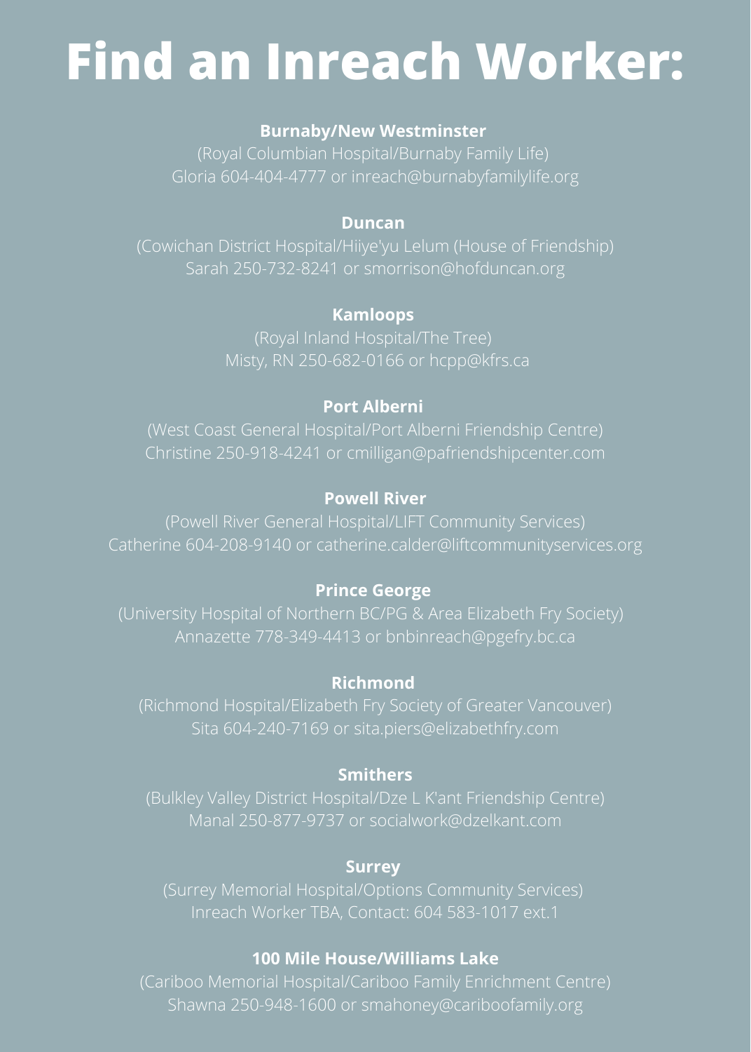# Find an Inreach Worker:

**Burnaby/New Westminster**
(Royal Columbian Hospital/Burnaby Family Life)
Gloria 604-404-4777 or inreach@burnabyfamilylife.org

**Duncan**
(Cowichan District Hospital/Hiiye'yu Lelum (House of Friendship)
Sarah 250-732-8241 or smorrison@hofduncan.org

**Kamloops**
(Royal Inland Hospital/The Tree)
Misty, RN 250-682-0166 or hcpp@kfrs.ca

**Port Alberni**
(West Coast General Hospital/Port Alberni Friendship Centre)
Christine 250-918-4241 or cmilligan@pafriendshipcenter.com

**Powell River**
(Powell River General Hospital/LIFT Community Services)
Catherine 604-208-9140 or catherine.calder@liftcommunityservices.org

**Prince George**
(University Hospital of Northern BC/PG & Area Elizabeth Fry Society)
Annazette 778-349-4413 or bnbinreach@pgefry.bc.ca

**Richmond**
(Richmond Hospital/Elizabeth Fry Society of Greater Vancouver)
Sita 604-240-7169 or sita.piers@elizabethfry.com

**Smithers**
(Bulkley Valley District Hospital/Dze L K'ant Friendship Centre)
Manal 250-877-9737 or socialwork@dzelkant.com

**Surrey**
(Surrey Memorial Hospital/Options Community Services)
Inreach Worker TBA, Contact: 604 583-1017 ext.1

**100 Mile House/Williams Lake**
(Cariboo Memorial Hospital/Cariboo Family Enrichment Centre)
Shawna 250-948-1600 or smahoney@cariboofamily.org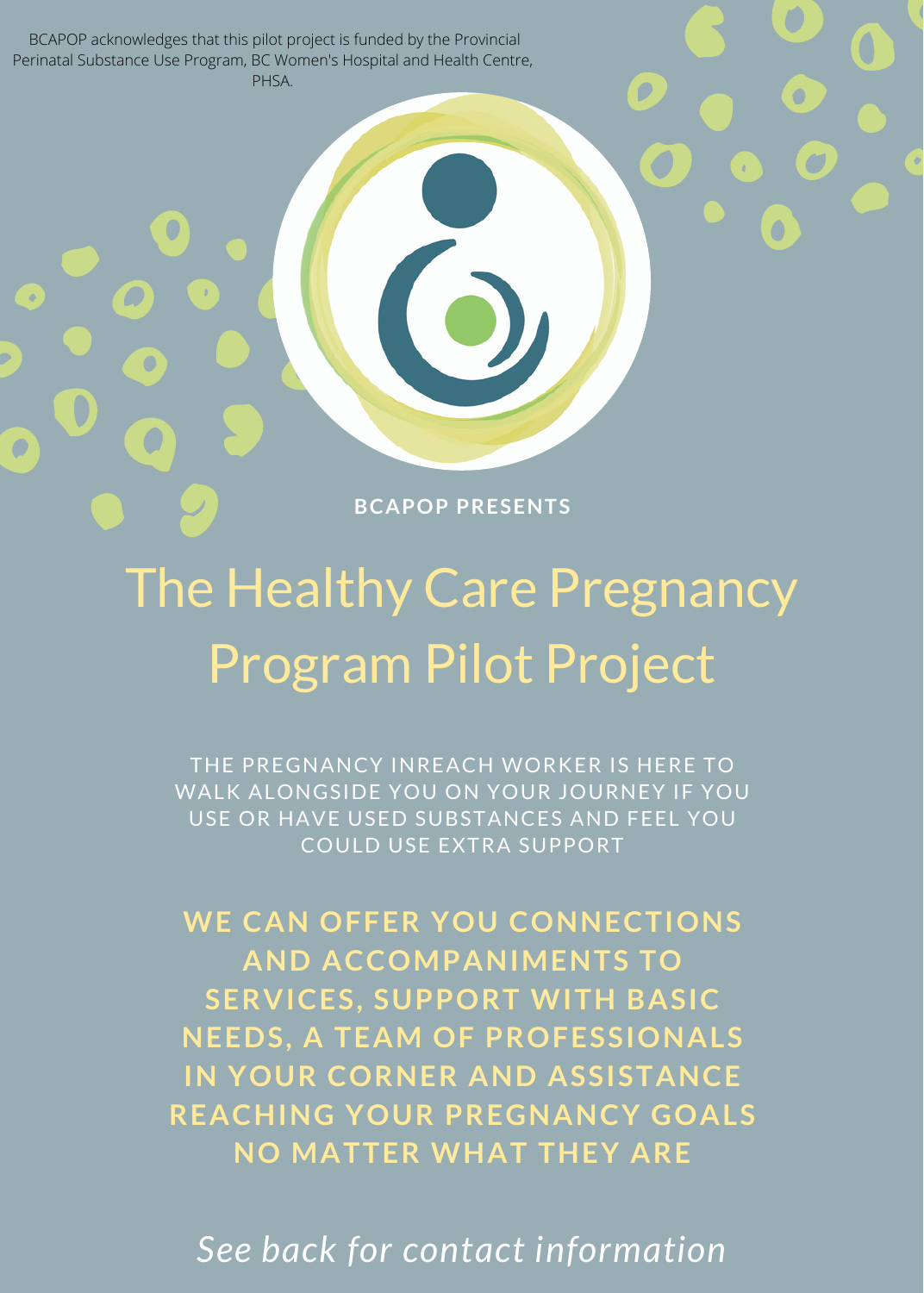BCAPOP acknowledges that this pilot project is funded by the Provincial Perinatal Substance Use Program, BC Women's Hospital and Health Centre, PHSA.

**BCAPOP PRESENTS**

# The Healthy Care Pregnancy Program Pilot Project

THE PREGNANCY INREACH WORKER IS HERE TO WALK ALONGSIDE YOU ON YOUR JOURNEY IF YOU USE OR HAVE USED SUBSTANCES AND FEEL YOU COULD USE EXTRA SUPPORT

**WE CAN OFFER YOU CONNECTIONS AND ACCOMPANIMENTS TO SERVICES, SUPPORT WITH BASIC NEEDS, A TEAM OF PROFESSIONALS IN YOUR CORNER AND ASSISTANCE REACHING YOUR PREGNANCY GOALS NO MATTER WHAT THEY ARE**

*See back for contact information*